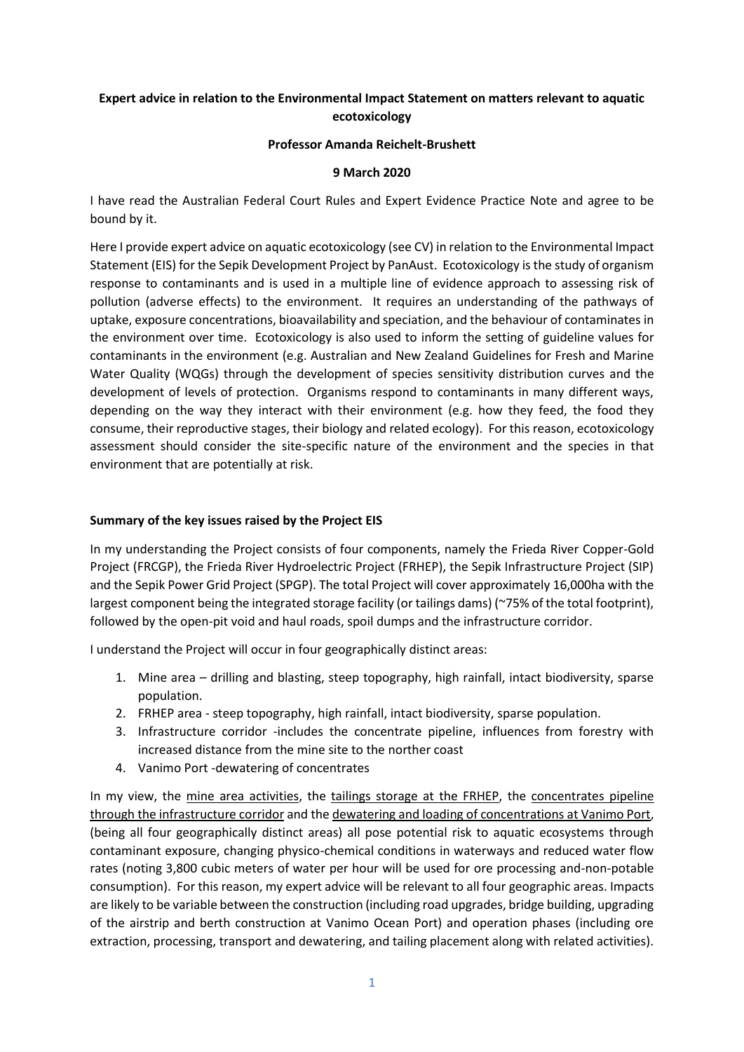**Expert advice in relation to the Environmental Impact Statement on matters relevant to aquatic ecotoxicology**

**Professor Amanda Reichelt-Brushett**

**9 March 2020**

I have read the Australian Federal Court Rules and Expert Evidence Practice Note and agree to be bound by it.

Here I provide expert advice on aquatic ecotoxicology (see CV) in relation to the Environmental Impact Statement (EIS) for the Sepik Development Project by PanAust. Ecotoxicology is the study of organism response to contaminants and is used in a multiple line of evidence approach to assessing risk of pollution (adverse effects) to the environment. It requires an understanding of the pathways of uptake, exposure concentrations, bioavailability and speciation, and the behaviour of contaminates in the environment over time. Ecotoxicology is also used to inform the setting of guideline values for contaminants in the environment (e.g. Australian and New Zealand Guidelines for Fresh and Marine Water Quality (WQGs) through the development of species sensitivity distribution curves and the development of levels of protection. Organisms respond to contaminants in many different ways, depending on the way they interact with their environment (e.g. how they feed, the food they consume, their reproductive stages, their biology and related ecology). For this reason, ecotoxicology assessment should consider the site-specific nature of the environment and the species in that environment that are potentially at risk.

## Summary of the key issues raised by the Project EIS

In my understanding the Project consists of four components, namely the Frieda River Copper-Gold Project (FRCGP), the Frieda River Hydroelectric Project (FRHEP), the Sepik Infrastructure Project (SIP) and the Sepik Power Grid Project (SPGP). The total Project will cover approximately 16,000ha with the largest component being the integrated storage facility (or tailings dams) (~75% of the total footprint), followed by the open-pit void and haul roads, spoil dumps and the infrastructure corridor.

I understand the Project will occur in four geographically distinct areas:

1. Mine area – drilling and blasting, steep topography, high rainfall, intact biodiversity, sparse population.
2. FRHEP area - steep topography, high rainfall, intact biodiversity, sparse population.
3. Infrastructure corridor -includes the concentrate pipeline, influences from forestry with increased distance from the mine site to the norther coast
4. Vanimo Port -dewatering of concentrates

In my view, the mine area activities, the tailings storage at the FRHEP, the concentrates pipeline through the infrastructure corridor and the dewatering and loading of concentrations at Vanimo Port, (being all four geographically distinct areas) all pose potential risk to aquatic ecosystems through contaminant exposure, changing physico-chemical conditions in waterways and reduced water flow rates (noting 3,800 cubic meters of water per hour will be used for ore processing and-non-potable consumption). For this reason, my expert advice will be relevant to all four geographic areas. Impacts are likely to be variable between the construction (including road upgrades, bridge building, upgrading of the airstrip and berth construction at Vanimo Ocean Port) and operation phases (including ore extraction, processing, transport and dewatering, and tailing placement along with related activities).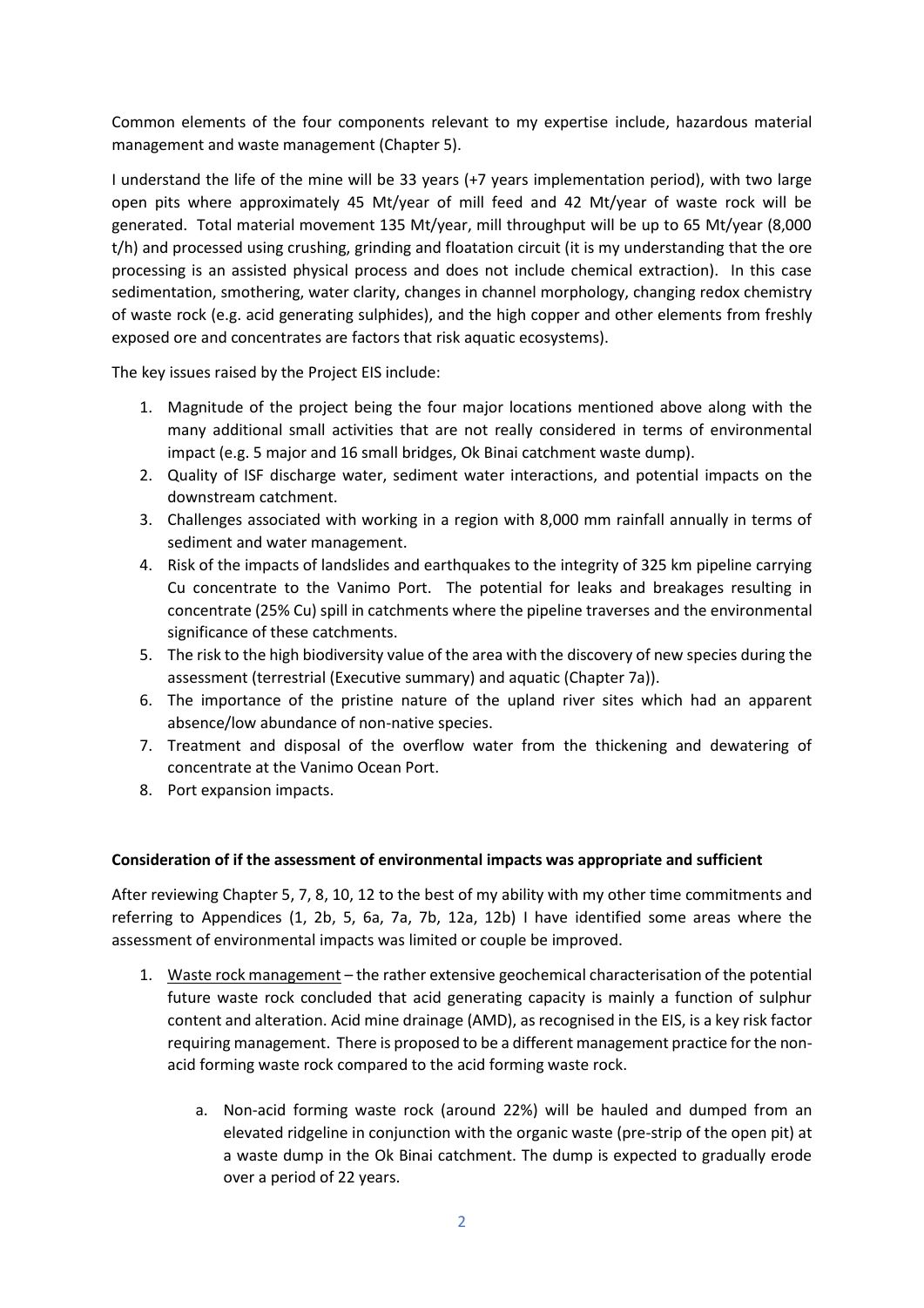Common elements of the four components relevant to my expertise include, hazardous material management and waste management (Chapter 5).

I understand the life of the mine will be 33 years (+7 years implementation period), with two large open pits where approximately 45 Mt/year of mill feed and 42 Mt/year of waste rock will be generated. Total material movement 135 Mt/year, mill throughput will be up to 65 Mt/year (8,000 t/h) and processed using crushing, grinding and floatation circuit (it is my understanding that the ore processing is an assisted physical process and does not include chemical extraction). In this case sedimentation, smothering, water clarity, changes in channel morphology, changing redox chemistry of waste rock (e.g. acid generating sulphides), and the high copper and other elements from freshly exposed ore and concentrates are factors that risk aquatic ecosystems).

The key issues raised by the Project EIS include:

1. Magnitude of the project being the four major locations mentioned above along with the many additional small activities that are not really considered in terms of environmental impact (e.g. 5 major and 16 small bridges, Ok Binai catchment waste dump).
2. Quality of ISF discharge water, sediment water interactions, and potential impacts on the downstream catchment.
3. Challenges associated with working in a region with 8,000 mm rainfall annually in terms of sediment and water management.
4. Risk of the impacts of landslides and earthquakes to the integrity of 325 km pipeline carrying Cu concentrate to the Vanimo Port. The potential for leaks and breakages resulting in concentrate (25% Cu) spill in catchments where the pipeline traverses and the environmental significance of these catchments.
5. The risk to the high biodiversity value of the area with the discovery of new species during the assessment (terrestrial (Executive summary) and aquatic (Chapter 7a)).
6. The importance of the pristine nature of the upland river sites which had an apparent absence/low abundance of non-native species.
7. Treatment and disposal of the overflow water from the thickening and dewatering of concentrate at the Vanimo Ocean Port.
8. Port expansion impacts.

**Consideration of if the assessment of environmental impacts was appropriate and sufficient**

After reviewing Chapter 5, 7, 8, 10, 12 to the best of my ability with my other time commitments and referring to Appendices (1, 2b, 5, 6a, 7a, 7b, 12a, 12b) I have identified some areas where the assessment of environmental impacts was limited or couple be improved.

1. Waste rock management – the rather extensive geochemical characterisation of the potential future waste rock concluded that acid generating capacity is mainly a function of sulphur content and alteration. Acid mine drainage (AMD), as recognised in the EIS, is a key risk factor requiring management. There is proposed to be a different management practice for the non-acid forming waste rock compared to the acid forming waste rock.

    a. Non-acid forming waste rock (around 22%) will be hauled and dumped from an elevated ridgeline in conjunction with the organic waste (pre-strip of the open pit) at a waste dump in the Ok Binai catchment. The dump is expected to gradually erode over a period of 22 years.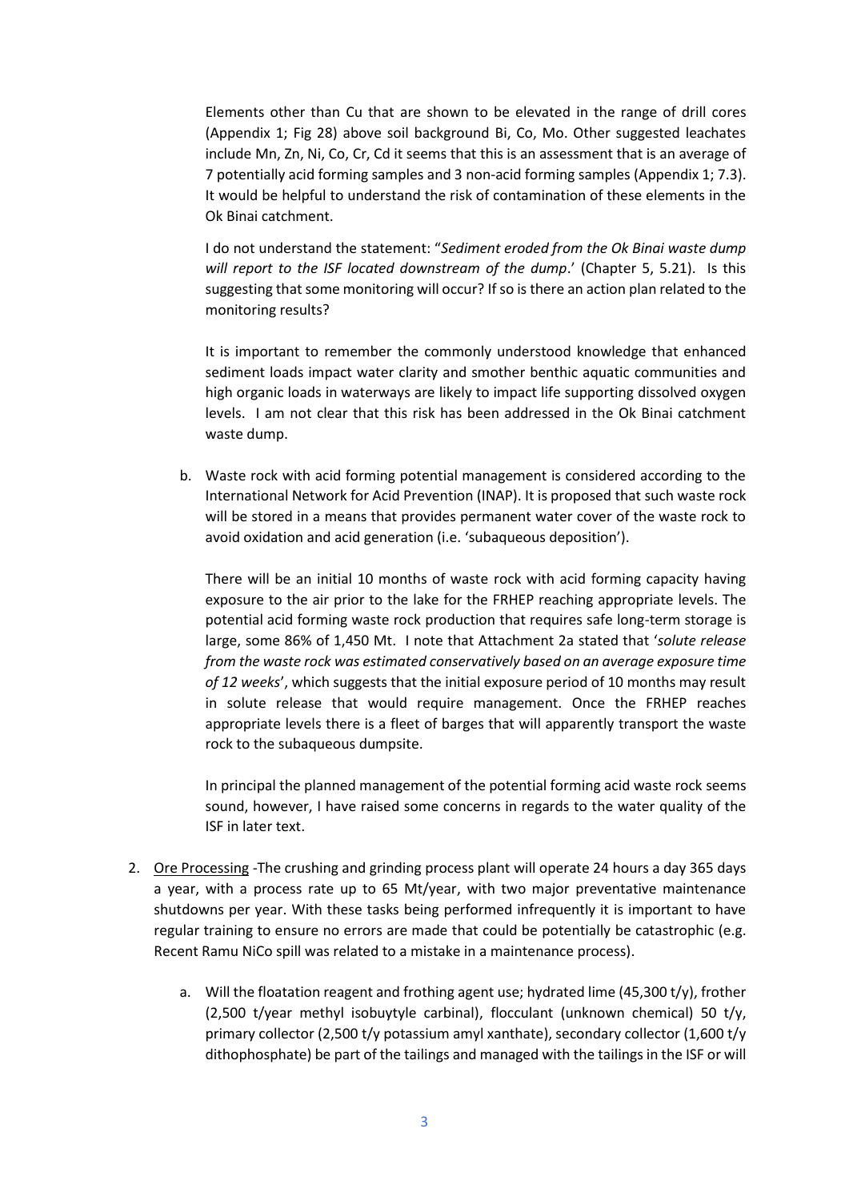Elements other than Cu that are shown to be elevated in the range of drill cores (Appendix 1; Fig 28) above soil background Bi, Co, Mo. Other suggested leachates include Mn, Zn, Ni, Co, Cr, Cd it seems that this is an assessment that is an average of 7 potentially acid forming samples and 3 non-acid forming samples (Appendix 1; 7.3). It would be helpful to understand the risk of contamination of these elements in the Ok Binai catchment.

I do not understand the statement: "*Sediment eroded from the Ok Binai waste dump will report to the ISF located downstream of the dump*.' (Chapter 5, 5.21). Is this suggesting that some monitoring will occur? If so is there an action plan related to the monitoring results?

It is important to remember the commonly understood knowledge that enhanced sediment loads impact water clarity and smother benthic aquatic communities and high organic loads in waterways are likely to impact life supporting dissolved oxygen levels. I am not clear that this risk has been addressed in the Ok Binai catchment waste dump.

b. Waste rock with acid forming potential management is considered according to the International Network for Acid Prevention (INAP). It is proposed that such waste rock will be stored in a means that provides permanent water cover of the waste rock to avoid oxidation and acid generation (i.e. 'subaqueous deposition').

   There will be an initial 10 months of waste rock with acid forming capacity having exposure to the air prior to the lake for the FRHEP reaching appropriate levels. The potential acid forming waste rock production that requires safe long-term storage is large, some 86% of 1,450 Mt. I note that Attachment 2a stated that '*solute release from the waste rock was estimated conservatively based on an average exposure time of 12 weeks*', which suggests that the initial exposure period of 10 months may result in solute release that would require management. Once the FRHEP reaches appropriate levels there is a fleet of barges that will apparently transport the waste rock to the subaqueous dumpsite.

   In principal the planned management of the potential forming acid waste rock seems sound, however, I have raised some concerns in regards to the water quality of the ISF in later text.

2. Ore Processing -The crushing and grinding process plant will operate 24 hours a day 365 days a year, with a process rate up to 65 Mt/year, with two major preventative maintenance shutdowns per year. With these tasks being performed infrequently it is important to have regular training to ensure no errors are made that could be potentially be catastrophic (e.g. Recent Ramu NiCo spill was related to a mistake in a maintenance process).

   a. Will the floatation reagent and frothing agent use; hydrated lime (45,300 t/y), frother (2,500 t/year methyl isobuytyle carbinal), flocculant (unknown chemical) 50 t/y, primary collector (2,500 t/y potassium amyl xanthate), secondary collector (1,600 t/y dithophosphate) be part of the tailings and managed with the tailings in the ISF or will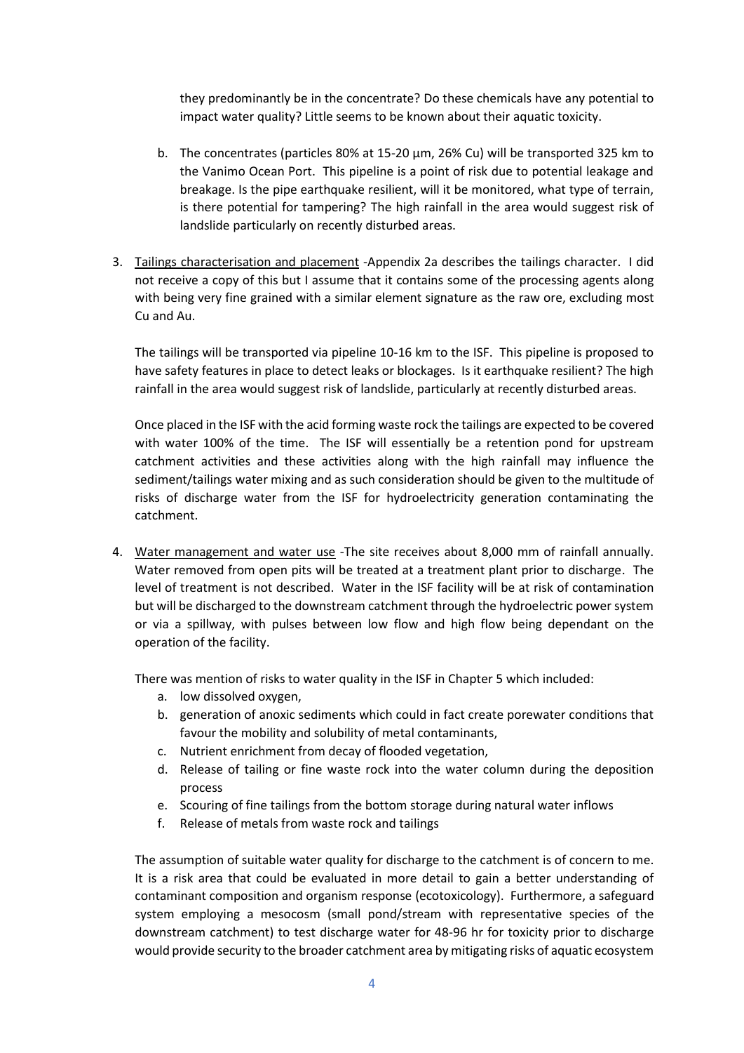they predominantly be in the concentrate? Do these chemicals have any potential to impact water quality? Little seems to be known about their aquatic toxicity.

b. The concentrates (particles 80% at 15-20 µm, 26% Cu) will be transported 325 km to the Vanimo Ocean Port. This pipeline is a point of risk due to potential leakage and breakage. Is the pipe earthquake resilient, will it be monitored, what type of terrain, is there potential for tampering? The high rainfall in the area would suggest risk of landslide particularly on recently disturbed areas.

3. Tailings characterisation and placement -Appendix 2a describes the tailings character. I did not receive a copy of this but I assume that it contains some of the processing agents along with being very fine grained with a similar element signature as the raw ore, excluding most Cu and Au.

   The tailings will be transported via pipeline 10-16 km to the ISF. This pipeline is proposed to have safety features in place to detect leaks or blockages. Is it earthquake resilient? The high rainfall in the area would suggest risk of landslide, particularly at recently disturbed areas.

   Once placed in the ISF with the acid forming waste rock the tailings are expected to be covered with water 100% of the time. The ISF will essentially be a retention pond for upstream catchment activities and these activities along with the high rainfall may influence the sediment/tailings water mixing and as such consideration should be given to the multitude of risks of discharge water from the ISF for hydroelectricity generation contaminating the catchment.

4. Water management and water use -The site receives about 8,000 mm of rainfall annually. Water removed from open pits will be treated at a treatment plant prior to discharge. The level of treatment is not described. Water in the ISF facility will be at risk of contamination but will be discharged to the downstream catchment through the hydroelectric power system or via a spillway, with pulses between low flow and high flow being dependant on the operation of the facility.

   There was mention of risks to water quality in the ISF in Chapter 5 which included:

   a. low dissolved oxygen,
   b. generation of anoxic sediments which could in fact create porewater conditions that favour the mobility and solubility of metal contaminants,
   c. Nutrient enrichment from decay of flooded vegetation,
   d. Release of tailing or fine waste rock into the water column during the deposition process
   e. Scouring of fine tailings from the bottom storage during natural water inflows
   f. Release of metals from waste rock and tailings

   The assumption of suitable water quality for discharge to the catchment is of concern to me. It is a risk area that could be evaluated in more detail to gain a better understanding of contaminant composition and organism response (ecotoxicology). Furthermore, a safeguard system employing a mesocosm (small pond/stream with representative species of the downstream catchment) to test discharge water for 48-96 hr for toxicity prior to discharge would provide security to the broader catchment area by mitigating risks of aquatic ecosystem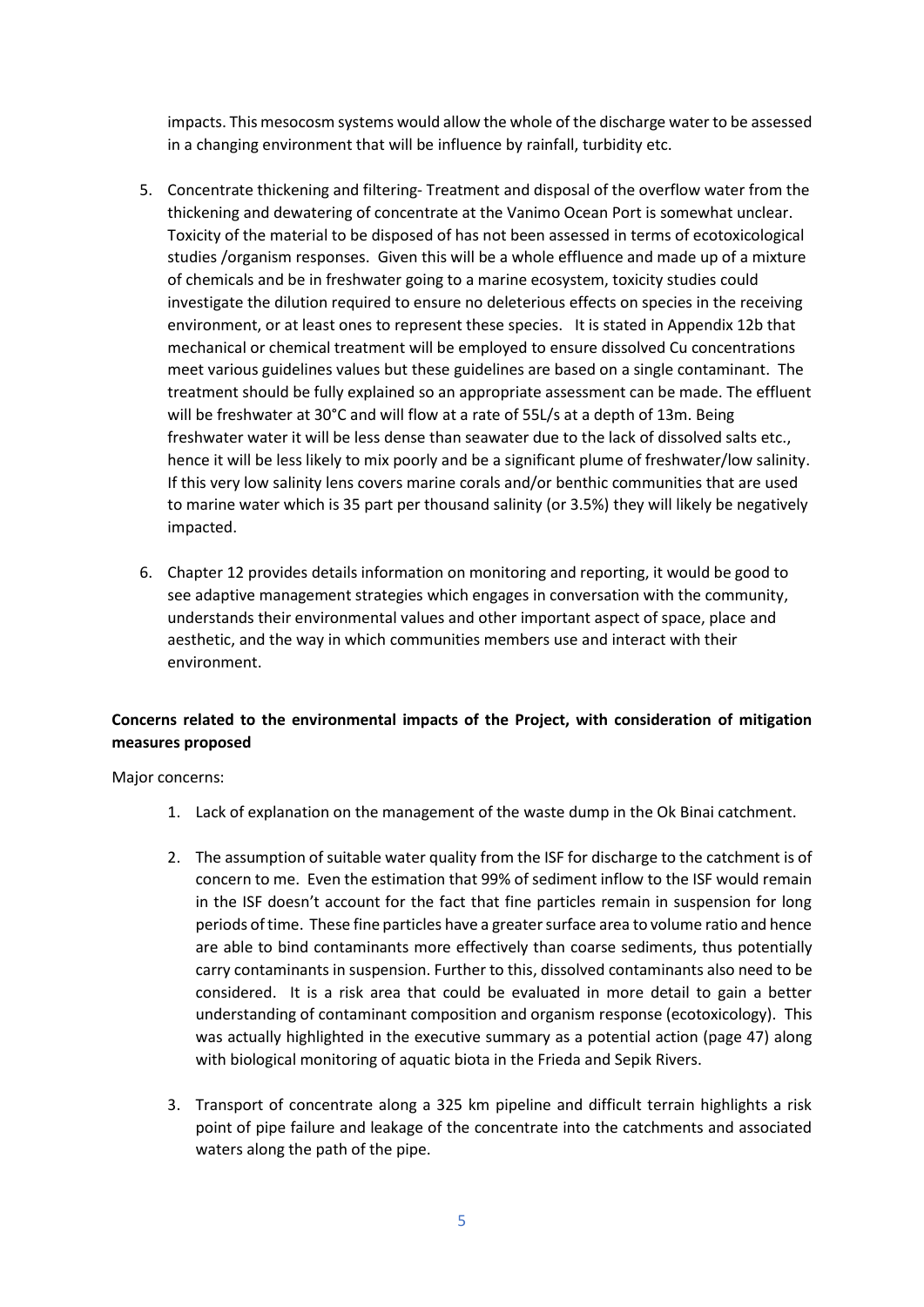impacts. This mesocosm systems would allow the whole of the discharge water to be assessed in a changing environment that will be influence by rainfall, turbidity etc.

5. Concentrate thickening and filtering- Treatment and disposal of the overflow water from the thickening and dewatering of concentrate at the Vanimo Ocean Port is somewhat unclear. Toxicity of the material to be disposed of has not been assessed in terms of ecotoxicological studies /organism responses. Given this will be a whole effluence and made up of a mixture of chemicals and be in freshwater going to a marine ecosystem, toxicity studies could investigate the dilution required to ensure no deleterious effects on species in the receiving environment, or at least ones to represent these species. It is stated in Appendix 12b that mechanical or chemical treatment will be employed to ensure dissolved Cu concentrations meet various guidelines values but these guidelines are based on a single contaminant. The treatment should be fully explained so an appropriate assessment can be made. The effluent will be freshwater at 30°C and will flow at a rate of 55L/s at a depth of 13m. Being freshwater water it will be less dense than seawater due to the lack of dissolved salts etc., hence it will be less likely to mix poorly and be a significant plume of freshwater/low salinity. If this very low salinity lens covers marine corals and/or benthic communities that are used to marine water which is 35 part per thousand salinity (or 3.5%) they will likely be negatively impacted.

6. Chapter 12 provides details information on monitoring and reporting, it would be good to see adaptive management strategies which engages in conversation with the community, understands their environmental values and other important aspect of space, place and aesthetic, and the way in which communities members use and interact with their environment.

**Concerns related to the environmental impacts of the Project, with consideration of mitigation measures proposed**

Major concerns:

1. Lack of explanation on the management of the waste dump in the Ok Binai catchment.

2. The assumption of suitable water quality from the ISF for discharge to the catchment is of concern to me. Even the estimation that 99% of sediment inflow to the ISF would remain in the ISF doesn't account for the fact that fine particles remain in suspension for long periods of time. These fine particles have a greater surface area to volume ratio and hence are able to bind contaminants more effectively than coarse sediments, thus potentially carry contaminants in suspension. Further to this, dissolved contaminants also need to be considered. It is a risk area that could be evaluated in more detail to gain a better understanding of contaminant composition and organism response (ecotoxicology). This was actually highlighted in the executive summary as a potential action (page 47) along with biological monitoring of aquatic biota in the Frieda and Sepik Rivers.

3. Transport of concentrate along a 325 km pipeline and difficult terrain highlights a risk point of pipe failure and leakage of the concentrate into the catchments and associated waters along the path of the pipe.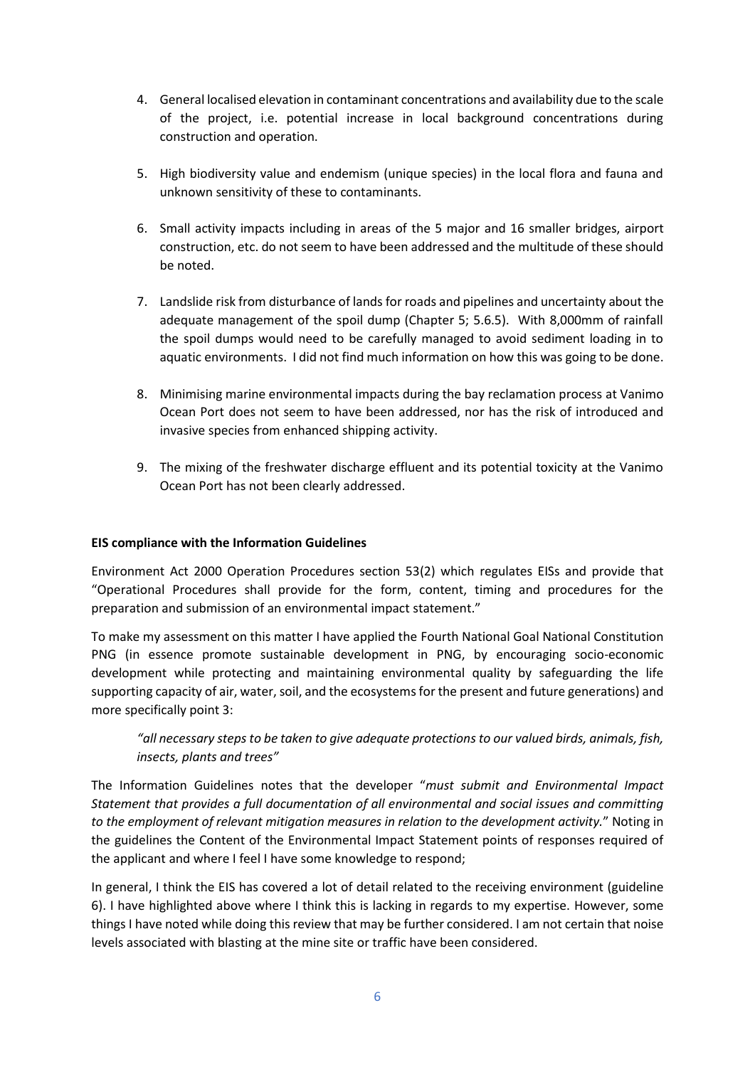4. General localised elevation in contaminant concentrations and availability due to the scale of the project, i.e. potential increase in local background concentrations during construction and operation.

5. High biodiversity value and endemism (unique species) in the local flora and fauna and unknown sensitivity of these to contaminants.

6. Small activity impacts including in areas of the 5 major and 16 smaller bridges, airport construction, etc. do not seem to have been addressed and the multitude of these should be noted.

7. Landslide risk from disturbance of lands for roads and pipelines and uncertainty about the adequate management of the spoil dump (Chapter 5; 5.6.5). With 8,000mm of rainfall the spoil dumps would need to be carefully managed to avoid sediment loading in to aquatic environments. I did not find much information on how this was going to be done.

8. Minimising marine environmental impacts during the bay reclamation process at Vanimo Ocean Port does not seem to have been addressed, nor has the risk of introduced and invasive species from enhanced shipping activity.

9. The mixing of the freshwater discharge effluent and its potential toxicity at the Vanimo Ocean Port has not been clearly addressed.

**EIS compliance with the Information Guidelines**

Environment Act 2000 Operation Procedures section 53(2) which regulates EISs and provide that "Operational Procedures shall provide for the form, content, timing and procedures for the preparation and submission of an environmental impact statement."

To make my assessment on this matter I have applied the Fourth National Goal National Constitution PNG (in essence promote sustainable development in PNG, by encouraging socio-economic development while protecting and maintaining environmental quality by safeguarding the life supporting capacity of air, water, soil, and the ecosystems for the present and future generations) and more specifically point 3:

> *"all necessary steps to be taken to give adequate protections to our valued birds, animals, fish, insects, plants and trees"*

The Information Guidelines notes that the developer "*must submit and Environmental Impact Statement that provides a full documentation of all environmental and social issues and committing to the employment of relevant mitigation measures in relation to the development activity.*" Noting in the guidelines the Content of the Environmental Impact Statement points of responses required of the applicant and where I feel I have some knowledge to respond;

In general, I think the EIS has covered a lot of detail related to the receiving environment (guideline 6). I have highlighted above where I think this is lacking in regards to my expertise. However, some things I have noted while doing this review that may be further considered. I am not certain that noise levels associated with blasting at the mine site or traffic have been considered.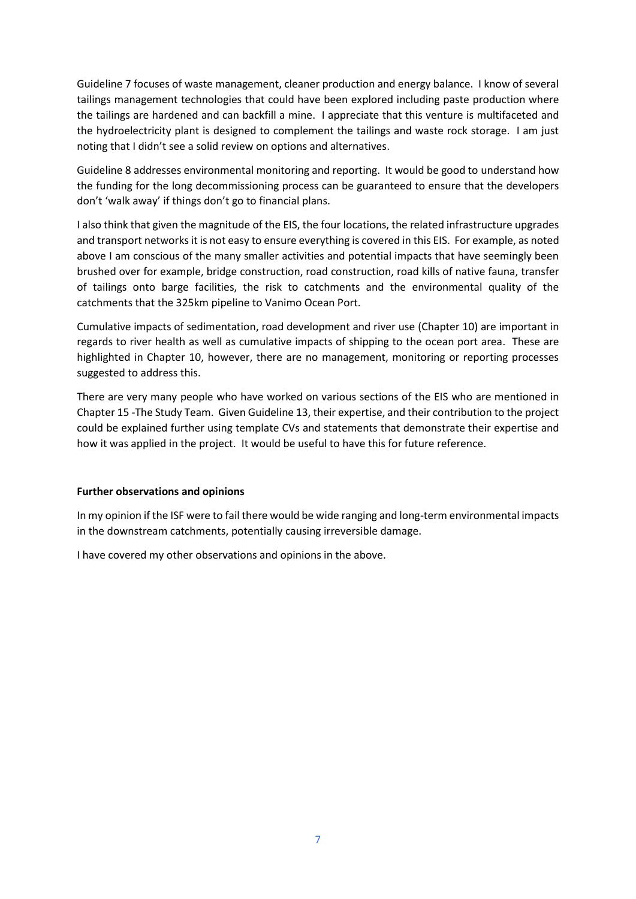Guideline 7 focuses of waste management, cleaner production and energy balance. I know of several tailings management technologies that could have been explored including paste production where the tailings are hardened and can backfill a mine. I appreciate that this venture is multifaceted and the hydroelectricity plant is designed to complement the tailings and waste rock storage. I am just noting that I didn't see a solid review on options and alternatives.

Guideline 8 addresses environmental monitoring and reporting. It would be good to understand how the funding for the long decommissioning process can be guaranteed to ensure that the developers don't 'walk away' if things don't go to financial plans.

I also think that given the magnitude of the EIS, the four locations, the related infrastructure upgrades and transport networks it is not easy to ensure everything is covered in this EIS. For example, as noted above I am conscious of the many smaller activities and potential impacts that have seemingly been brushed over for example, bridge construction, road construction, road kills of native fauna, transfer of tailings onto barge facilities, the risk to catchments and the environmental quality of the catchments that the 325km pipeline to Vanimo Ocean Port.

Cumulative impacts of sedimentation, road development and river use (Chapter 10) are important in regards to river health as well as cumulative impacts of shipping to the ocean port area. These are highlighted in Chapter 10, however, there are no management, monitoring or reporting processes suggested to address this.

There are very many people who have worked on various sections of the EIS who are mentioned in Chapter 15 -The Study Team. Given Guideline 13, their expertise, and their contribution to the project could be explained further using template CVs and statements that demonstrate their expertise and how it was applied in the project. It would be useful to have this for future reference.

**Further observations and opinions**

In my opinion if the ISF were to fail there would be wide ranging and long-term environmental impacts in the downstream catchments, potentially causing irreversible damage.

I have covered my other observations and opinions in the above.